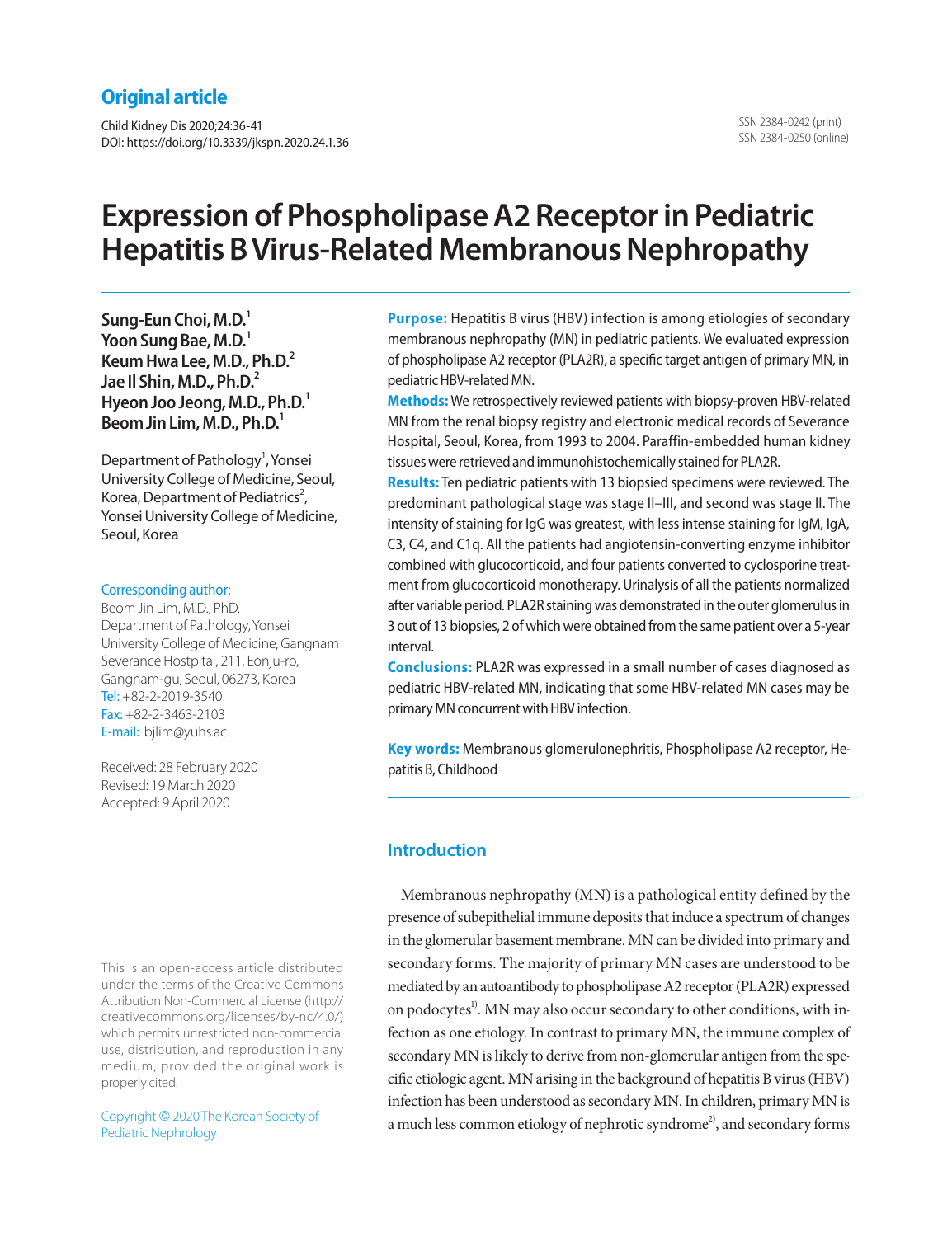Original article

Child Kidney Dis 2020;24:36-41
DOI: https://doi.org/10.3339/jkspn.2020.24.1.36

ISSN 2384-0242 (print)
ISSN 2384-0250 (online)

# Expression of Phospholipase A2 Receptor in Pediatric Hepatitis B Virus-Related Membranous Nephropathy

**Sung-Eun Choi, M.D.[1]**
**Yoon Sung Bae, M.D.[1]**
**Keum Hwa Lee, M.D., Ph.D.[2]**
**Jae Il Shin, M.D., Ph.D.[2]**
**Hyeon Joo Jeong, M.D., Ph.D.[1]**
**Beom Jin Lim, M.D., Ph.D.[1]**

Department of Pathology[1], Yonsei University College of Medicine, Seoul, Korea, Department of Pediatrics[2], Yonsei University College of Medicine, Seoul, Korea

Corresponding author:
Beom Jin Lim, M.D., PhD.
Department of Pathology, Yonsei University College of Medicine, Gangnam Severance Hostpital, 211, Eonju-ro, Gangnam-gu, Seoul, 06273, Korea
Tel: +82-2-2019-3540
Fax: +82-2-3463-2103
E-mail: bjlim@yuhs.ac

Received: 28 February 2020
Revised: 19 March 2020
Accepted: 9 April 2020

**Purpose:** Hepatitis B virus (HBV) infection is among etiologies of secondary membranous nephropathy (MN) in pediatric patients. We evaluated expression of phospholipase A2 receptor (PLA2R), a specific target antigen of primary MN, in pediatric HBV-related MN.

**Methods:** We retrospectively reviewed patients with biopsy-proven HBV-related MN from the renal biopsy registry and electronic medical records of Severance Hospital, Seoul, Korea, from 1993 to 2004. Paraffin-embedded human kidney tissues were retrieved and immunohistochemically stained for PLA2R.

**Results:** Ten pediatric patients with 13 biopsied specimens were reviewed. The predominant pathological stage was stage II–III, and second was stage II. The intensity of staining for IgG was greatest, with less intense staining for IgM, IgA, C3, C4, and C1q. All the patients had angiotensin-converting enzyme inhibitor combined with glucocorticoid, and four patients converted to cyclosporine treatment from glucocorticoid monotherapy. Urinalysis of all the patients normalized after variable period. PLA2R staining was demonstrated in the outer glomerulus in 3 out of 13 biopsies, 2 of which were obtained from the same patient over a 5-year interval.

**Conclusions:** PLA2R was expressed in a small number of cases diagnosed as pediatric HBV-related MN, indicating that some HBV-related MN cases may be primary MN concurrent with HBV infection.

**Key words:** Membranous glomerulonephritis, Phospholipase A2 receptor, Hepatitis B, Childhood

This is an open-access article distributed under the terms of the Creative Commons Attribution Non-Commercial License (http://creativecommons.org/licenses/by-nc/4.0/) which permits unrestricted non-commercial use, distribution, and reproduction in any medium, provided the original work is properly cited.

Copyright © 2020 The Korean Society of Pediatric Nephrology

## Introduction

Membranous nephropathy (MN) is a pathological entity defined by the presence of subepithelial immune deposits that induce a spectrum of changes in the glomerular basement membrane. MN can be divided into primary and secondary forms. The majority of primary MN cases are understood to be mediated by an autoantibody to phospholipase A2 receptor (PLA2R) expressed on podocytes[1)]. MN may also occur secondary to other conditions, with infection as one etiology. In contrast to primary MN, the immune complex of secondary MN is likely to derive from non-glomerular antigen from the specific etiologic agent. MN arising in the background of hepatitis B virus (HBV) infection has been understood as secondary MN. In children, primary MN is a much less common etiology of nephrotic syndrome[2)], and secondary forms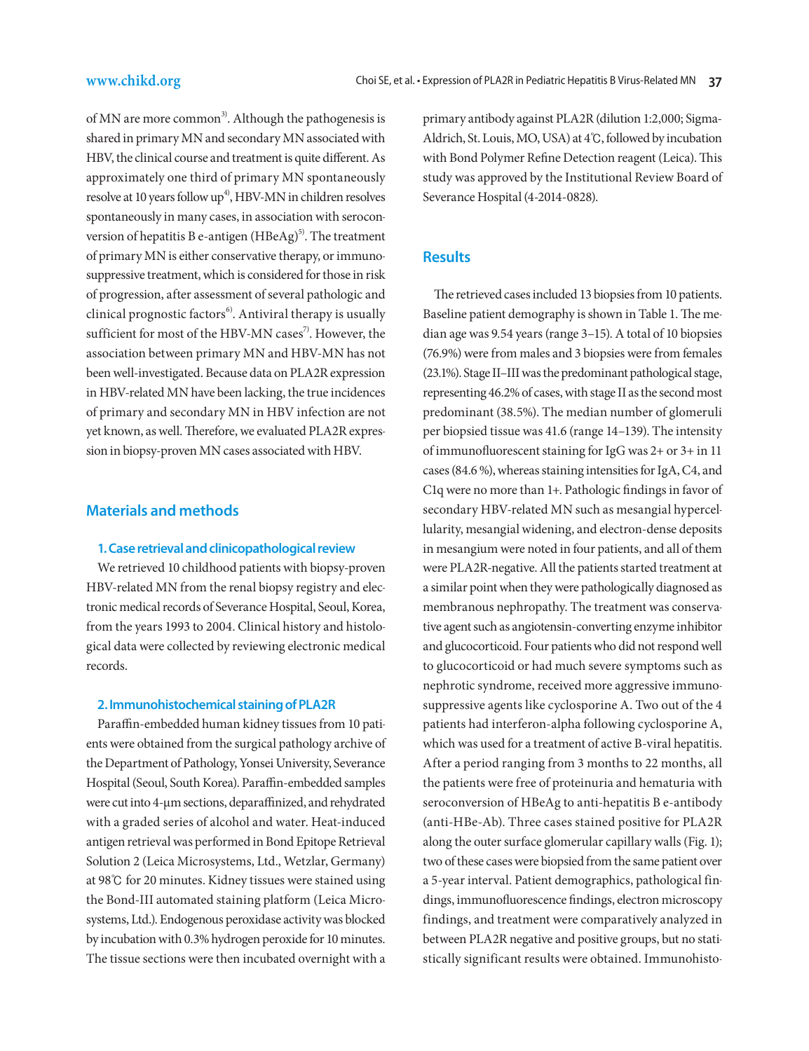of MN are more common[3]. Although the pathogenesis is shared in primary MN and secondary MN associated with HBV, the clinical course and treatment is quite different. As approximately one third of primary MN spontaneously resolve at 10 years follow up[4], HBV-MN in children resolves spontaneously in many cases, in association with seroconversion of hepatitis B e-antigen (HBeAg)[5]. The treatment of primary MN is either conservative therapy, or immunosuppressive treatment, which is considered for those in risk of progression, after assessment of several pathologic and clinical prognostic factors[6]. Antiviral therapy is usually sufficient for most of the HBV-MN cases[7]. However, the association between primary MN and HBV-MN has not been well-investigated. Because data on PLA2R expression in HBV-related MN have been lacking, the true incidences of primary and secondary MN in HBV infection are not yet known, as well. Therefore, we evaluated PLA2R expression in biopsy-proven MN cases associated with HBV.

## Materials and methods

### 1. Case retrieval and clinicopathological review

We retrieved 10 childhood patients with biopsy-proven HBV-related MN from the renal biopsy registry and electronic medical records of Severance Hospital, Seoul, Korea, from the years 1993 to 2004. Clinical history and histological data were collected by reviewing electronic medical records.

### 2. Immunohistochemical staining of PLA2R

Paraffin-embedded human kidney tissues from 10 patients were obtained from the surgical pathology archive of the Department of Pathology, Yonsei University, Severance Hospital (Seoul, South Korea). Paraffin-embedded samples were cut into 4-μm sections, deparaffinized, and rehydrated with a graded series of alcohol and water. Heat-induced antigen retrieval was performed in Bond Epitope Retrieval Solution 2 (Leica Microsystems, Ltd., Wetzlar, Germany) at 98℃ for 20 minutes. Kidney tissues were stained using the Bond-III automated staining platform (Leica Microsystems, Ltd.). Endogenous peroxidase activity was blocked by incubation with 0.3% hydrogen peroxide for 10 minutes. The tissue sections were then incubated overnight with a primary antibody against PLA2R (dilution 1:2,000; Sigma-Aldrich, St. Louis, MO, USA) at 4℃, followed by incubation with Bond Polymer Refine Detection reagent (Leica). This study was approved by the Institutional Review Board of Severance Hospital (4-2014-0828).

## Results

The retrieved cases included 13 biopsies from 10 patients. Baseline patient demography is shown in Table 1. The median age was 9.54 years (range 3–15). A total of 10 biopsies (76.9%) were from males and 3 biopsies were from females (23.1%). Stage II–III was the predominant pathological stage, representing 46.2% of cases, with stage II as the second most predominant (38.5%). The median number of glomeruli per biopsied tissue was 41.6 (range 14–139). The intensity of immunofluorescent staining for IgG was 2+ or 3+ in 11 cases (84.6 %), whereas staining intensities for IgA, C4, and C1q were no more than 1+. Pathologic findings in favor of secondary HBV-related MN such as mesangial hypercellularity, mesangial widening, and electron-dense deposits in mesangium were noted in four patients, and all of them were PLA2R-negative. All the patients started treatment at a similar point when they were pathologically diagnosed as membranous nephropathy. The treatment was conservative agent such as angiotensin-converting enzyme inhibitor and glucocorticoid. Four patients who did not respond well to glucocorticoid or had much severe symptoms such as nephrotic syndrome, received more aggressive immunosuppressive agents like cyclosporine A. Two out of the 4 patients had interferon-alpha following cyclosporine A, which was used for a treatment of active B-viral hepatitis. After a period ranging from 3 months to 22 months, all the patients were free of proteinuria and hematuria with seroconversion of HBeAg to anti-hepatitis B e-antibody (anti-HBe-Ab). Three cases stained positive for PLA2R along the outer surface glomerular capillary walls (Fig. 1); two of these cases were biopsied from the same patient over a 5-year interval. Patient demographics, pathological findings, immunofluorescence findings, electron microscopy findings, and treatment were comparatively analyzed in between PLA2R negative and positive groups, but no statistically significant results were obtained. Immunohisto-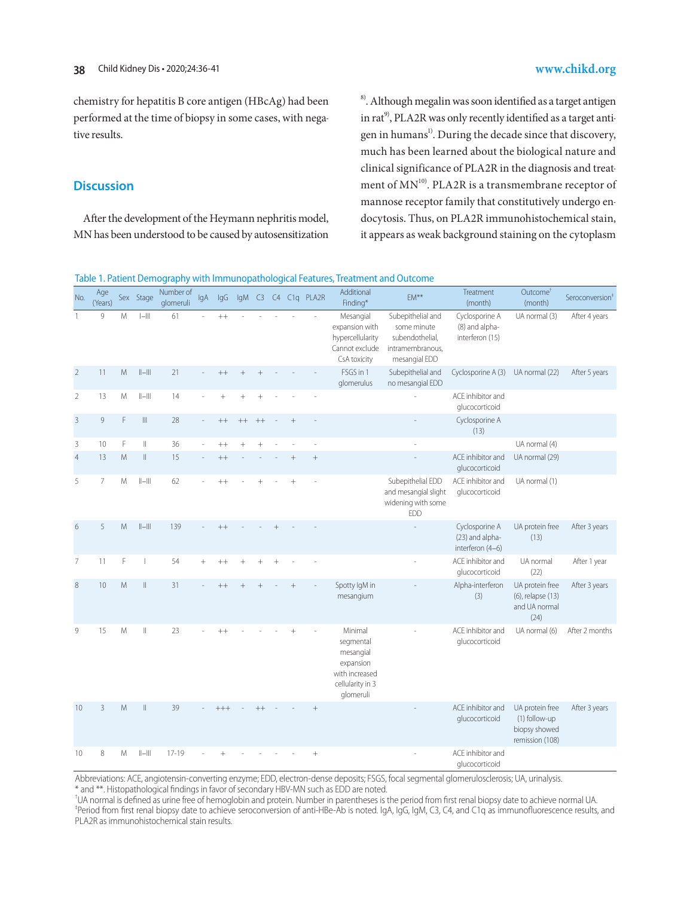chemistry for hepatitis B core antigen (HBcAg) had been performed at the time of biopsy in some cases, with negative results.

## Discussion

After the development of the Heymann nephritis model, MN has been understood to be caused by autosensitization [8]. Although megalin was soon identified as a target antigen in rat[9], PLA2R was only recently identified as a target antigen in humans[1]. During the decade since that discovery, much has been learned about the biological nature and clinical significance of PLA2R in the diagnosis and treatment of MN[10]. PLA2R is a transmembrane receptor of mannose receptor family that constitutively undergo endocytosis. Thus, on PLA2R immunohistochemical stain, it appears as weak background staining on the cytoplasm

Table 1. Patient Demography with Immunopathological Features, Treatment and Outcome

| No. | Age (Years) | Sex | Stage | Number of glomeruli | IgA | IgG | IgM | C3 | C4 | C1q | PLA2R | Additional Finding* | EM** | Treatment (month) | Outcome† (month) | Seroconversion‡ |
|---|---|---|---|---|---|---|---|---|---|---|---|---|---|---|---|---|
| 1 | 9 | M | I–III | 61 | - | ++ | - | - | - | - | - | Mesangial expansion with hypercellularity Cannot exclude CsA toxicity | Subepithelial and some minute subendothelial, intramembranous, mesangial EDD | Cyclosporine A (8) and alpha-interferon (15) | UA normal (3) | After 4 years |
| 2 | 11 | M | II–III | 21 | - | ++ | + | + | - | - | - | FSGS in 1 glomerulus | Subepithelial and no mesangial EDD | Cyclosporine A (3) | UA normal (22) | After 5 years |
| 2 | 13 | M | II–III | 14 | - | + | + | + | - | - | - | | - | ACE inhibitor and glucocorticoid | | |
| 3 | 9 | F | III | 28 | - | ++ | ++ | ++ | - | + | - | | - | Cyclosporine A (13) | | |
| 3 | 10 | F | II | 36 | - | ++ | + | + | - | - | - | | - | | UA normal (4) | |
| 4 | 13 | M | II | 15 | - | ++ | - | - | - | + | + | | - | ACE inhibitor and glucocorticoid | UA normal (29) | |
| 5 | 7 | M | II–III | 62 | - | ++ | - | + | - | + | - | | Subepithelial EDD and mesangial slight widening with some EDD | ACE inhibitor and glucocorticoid | UA normal (1) | |
| 6 | 5 | M | II–III | 139 | - | ++ | - | - | + | - | - | | - | Cyclosporine A (23) and alpha-interferon (4–6) | UA protein free (13) | After 3 years |
| 7 | 11 | F | I | 54 | + | ++ | + | + | + | - | - | | - | ACE inhibitor and glucocorticoid | UA normal (22) | After 1 year |
| 8 | 10 | M | II | 31 | - | ++ | + | + | - | + | - | Spotty IgM in mesangium | - | Alpha-interferon (3) | UA protein free (6), relapse (13) and UA normal (24) | After 3 years |
| 9 | 15 | M | II | 23 | - | ++ | - | - | - | + | - | Minimal segmental mesangial expansion with increased cellularity in 3 glomeruli | - | ACE inhibitor and glucocorticoid | UA normal (6) | After 2 months |
| 10 | 3 | M | II | 39 | - | +++ | - | ++ | - | - | + | | - | ACE inhibitor and glucocorticoid | UA protein free (1) follow-up biopsy showed remission (108) | After 3 years |
| 10 | 8 | M | II–III | 17-19 | - | + | - | - | - | - | + | | - | ACE inhibitor and glucocorticoid | | |

Abbreviations: ACE, angiotensin-converting enzyme; EDD, electron-dense deposits; FSGS, focal segmental glomerulosclerosis; UA, urinalysis.
\* and \*\*. Histopathological findings in favor of secondary HBV-MN such as EDD are noted.
†UA normal is defined as urine free of hemoglobin and protein. Number in parentheses is the period from first renal biopsy date to achieve normal UA.
‡Period from first renal biopsy date to achieve seroconversion of anti-HBe-Ab is noted. IgA, IgG, IgM, C3, C4, and C1q as immunofluorescence results, and PLA2R as immunohistochemical stain results.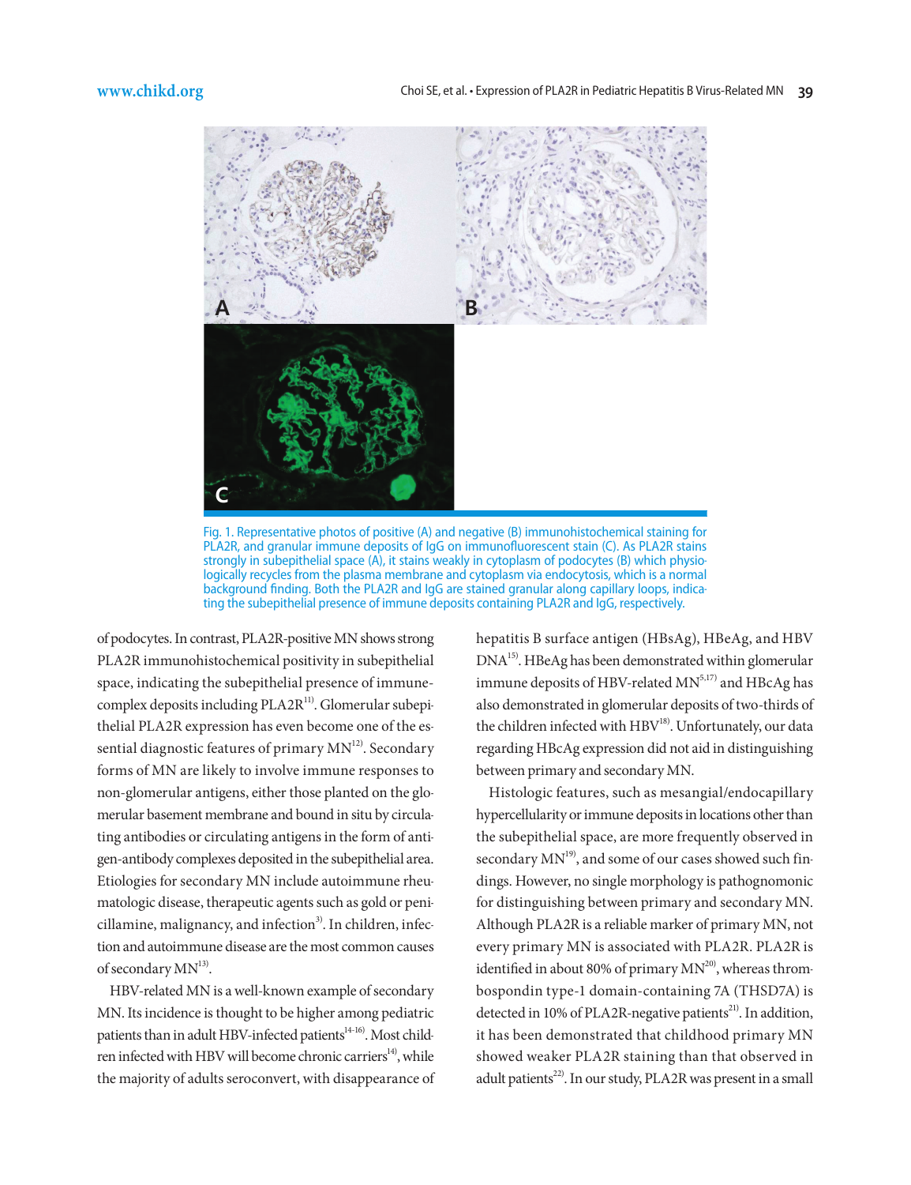Fig. 1. Representative photos of positive (A) and negative (B) immunohistochemical staining for PLA2R, and granular immune deposits of IgG on immunofluorescent stain (C). As PLA2R stains strongly in subepithelial space (A), it stains weakly in cytoplasm of podocytes (B) which physiologically recycles from the plasma membrane and cytoplasm via endocytosis, which is a normal background finding. Both the PLA2R and IgG are stained granular along capillary loops, indicating the subepithelial presence of immune deposits containing PLA2R and IgG, respectively.

of podocytes. In contrast, PLA2R-positive MN shows strong PLA2R immunohistochemical positivity in subepithelial space, indicating the subepithelial presence of immune-complex deposits including PLA2R[11]. Glomerular subepithelial PLA2R expression has even become one of the essential diagnostic features of primary MN[12]. Secondary forms of MN are likely to involve immune responses to non-glomerular antigens, either those planted on the glomerular basement membrane and bound in situ by circulating antibodies or circulating antigens in the form of antigen-antibody complexes deposited in the subepithelial area. Etiologies for secondary MN include autoimmune rheumatologic disease, therapeutic agents such as gold or penicillamine, malignancy, and infection[3]. In children, infection and autoimmune disease are the most common causes of secondary MN[13].

HBV-related MN is a well-known example of secondary MN. Its incidence is thought to be higher among pediatric patients than in adult HBV-infected patients[14-16]. Most children infected with HBV will become chronic carriers[14], while the majority of adults seroconvert, with disappearance of hepatitis B surface antigen (HBsAg), HBeAg, and HBV DNA[15]. HBeAg has been demonstrated within glomerular immune deposits of HBV-related MN[5,17] and HBcAg has also demonstrated in glomerular deposits of two-thirds of the children infected with HBV[18]. Unfortunately, our data regarding HBcAg expression did not aid in distinguishing between primary and secondary MN.

Histologic features, such as mesangial/endocapillary hypercellularity or immune deposits in locations other than the subepithelial space, are more frequently observed in secondary MN[19], and some of our cases showed such findings. However, no single morphology is pathognomonic for distinguishing between primary and secondary MN. Although PLA2R is a reliable marker of primary MN, not every primary MN is associated with PLA2R. PLA2R is identified in about 80% of primary MN[20], whereas thrombospondin type-1 domain-containing 7A (THSD7A) is detected in 10% of PLA2R-negative patients[21]. In addition, it has been demonstrated that childhood primary MN showed weaker PLA2R staining than that observed in adult patients[22]. In our study, PLA2R was present in a small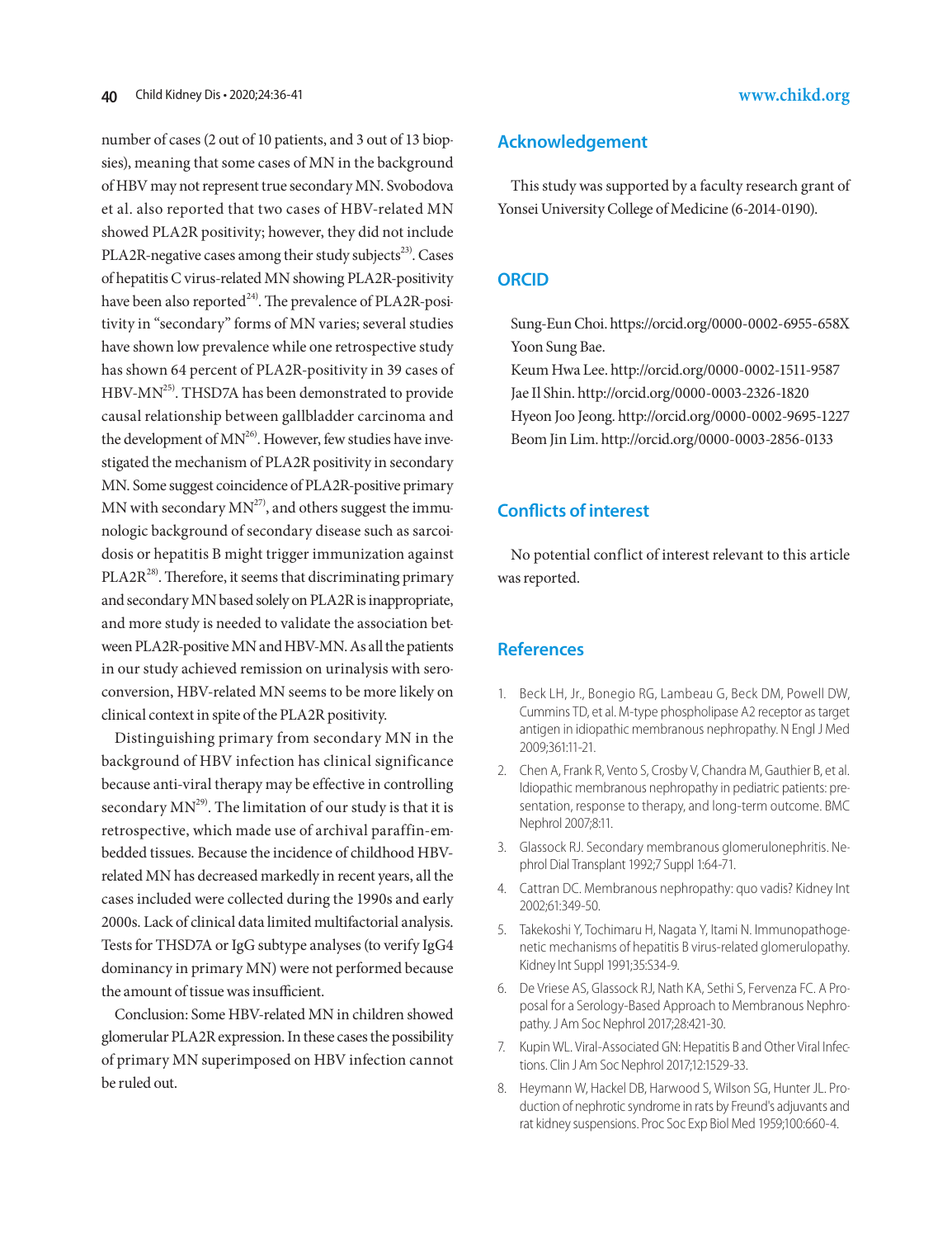number of cases (2 out of 10 patients, and 3 out of 13 biopsies), meaning that some cases of MN in the background of HBV may not represent true secondary MN. Svobodova et al. also reported that two cases of HBV-related MN showed PLA2R positivity; however, they did not include PLA2R-negative cases among their study subjects[23]. Cases of hepatitis C virus-related MN showing PLA2R-positivity have been also reported[24]. The prevalence of PLA2R-positivity in "secondary" forms of MN varies; several studies have shown low prevalence while one retrospective study has shown 64 percent of PLA2R-positivity in 39 cases of HBV-MN[25]. THSD7A has been demonstrated to provide causal relationship between gallbladder carcinoma and the development of MN[26]. However, few studies have investigated the mechanism of PLA2R positivity in secondary MN. Some suggest coincidence of PLA2R-positive primary MN with secondary MN[27], and others suggest the immunologic background of secondary disease such as sarcoidosis or hepatitis B might trigger immunization against PLA2R[28]. Therefore, it seems that discriminating primary and secondary MN based solely on PLA2R is inappropriate, and more study is needed to validate the association between PLA2R-positive MN and HBV-MN. As all the patients in our study achieved remission on urinalysis with seroconversion, HBV-related MN seems to be more likely on clinical context in spite of the PLA2R positivity.

Distinguishing primary from secondary MN in the background of HBV infection has clinical significance because anti-viral therapy may be effective in controlling secondary MN[29]. The limitation of our study is that it is retrospective, which made use of archival paraffin-embedded tissues. Because the incidence of childhood HBV-related MN has decreased markedly in recent years, all the cases included were collected during the 1990s and early 2000s. Lack of clinical data limited multifactorial analysis. Tests for THSD7A or IgG subtype analyses (to verify IgG4 dominancy in primary MN) were not performed because the amount of tissue was insufficient.

Conclusion: Some HBV-related MN in children showed glomerular PLA2R expression. In these cases the possibility of primary MN superimposed on HBV infection cannot be ruled out.

## Acknowledgement

This study was supported by a faculty research grant of Yonsei University College of Medicine (6-2014-0190).

## ORCID

Sung-Eun Choi. https://orcid.org/0000-0002-6955-658X
Yoon Sung Bae.
Keum Hwa Lee. http://orcid.org/0000-0002-1511-9587
Jae Il Shin. http://orcid.org/0000-0003-2326-1820
Hyeon Joo Jeong. http://orcid.org/0000-0002-9695-1227
Beom Jin Lim. http://orcid.org/0000-0003-2856-0133

## Conflicts of interest

No potential conflict of interest relevant to this article was reported.

## References

1. Beck LH, Jr., Bonegio RG, Lambeau G, Beck DM, Powell DW, Cummins TD, et al. M-type phospholipase A2 receptor as target antigen in idiopathic membranous nephropathy. N Engl J Med 2009;361:11-21.
2. Chen A, Frank R, Vento S, Crosby V, Chandra M, Gauthier B, et al. Idiopathic membranous nephropathy in pediatric patients: presentation, response to therapy, and long-term outcome. BMC Nephrol 2007;8:11.
3. Glassock RJ. Secondary membranous glomerulonephritis. Nephrol Dial Transplant 1992;7 Suppl 1:64-71.
4. Cattran DC. Membranous nephropathy: quo vadis? Kidney Int 2002;61:349-50.
5. Takekoshi Y, Tochimaru H, Nagata Y, Itami N. Immunopathogenetic mechanisms of hepatitis B virus-related glomerulopathy. Kidney Int Suppl 1991;35:S34-9.
6. De Vriese AS, Glassock RJ, Nath KA, Sethi S, Fervenza FC. A Proposal for a Serology-Based Approach to Membranous Nephropathy. J Am Soc Nephrol 2017;28:421-30.
7. Kupin WL. Viral-Associated GN: Hepatitis B and Other Viral Infections. Clin J Am Soc Nephrol 2017;12:1529-33.
8. Heymann W, Hackel DB, Harwood S, Wilson SG, Hunter JL. Production of nephrotic syndrome in rats by Freund's adjuvants and rat kidney suspensions. Proc Soc Exp Biol Med 1959;100:660-4.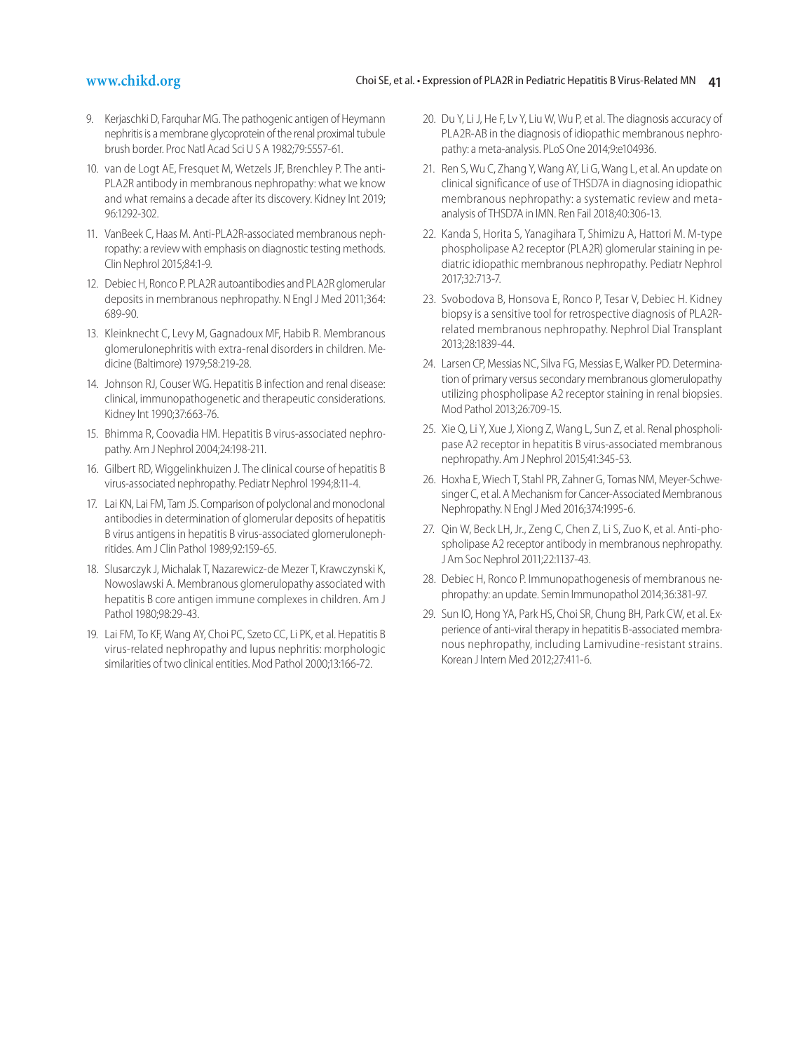9. Kerjaschki D, Farquhar MG. The pathogenic antigen of Heymann nephritis is a membrane glycoprotein of the renal proximal tubule brush border. Proc Natl Acad Sci U S A 1982;79:5557-61.
10. van de Logt AE, Fresquet M, Wetzels JF, Brenchley P. The anti-PLA2R antibody in membranous nephropathy: what we know and what remains a decade after its discovery. Kidney Int 2019; 96:1292-302.
11. VanBeek C, Haas M. Anti-PLA2R-associated membranous nephropathy: a review with emphasis on diagnostic testing methods. Clin Nephrol 2015;84:1-9.
12. Debiec H, Ronco P. PLA2R autoantibodies and PLA2R glomerular deposits in membranous nephropathy. N Engl J Med 2011;364: 689-90.
13. Kleinknecht C, Levy M, Gagnadoux MF, Habib R. Membranous glomerulonephritis with extra-renal disorders in children. Medicine (Baltimore) 1979;58:219-28.
14. Johnson RJ, Couser WG. Hepatitis B infection and renal disease: clinical, immunopathogenetic and therapeutic considerations. Kidney Int 1990;37:663-76.
15. Bhimma R, Coovadia HM. Hepatitis B virus-associated nephropathy. Am J Nephrol 2004;24:198-211.
16. Gilbert RD, Wiggelinkhuizen J. The clinical course of hepatitis B virus-associated nephropathy. Pediatr Nephrol 1994;8:11-4.
17. Lai KN, Lai FM, Tam JS. Comparison of polyclonal and monoclonal antibodies in determination of glomerular deposits of hepatitis B virus antigens in hepatitis B virus-associated glomerulonephritides. Am J Clin Pathol 1989;92:159-65.
18. Slusarczyk J, Michalak T, Nazarewicz-de Mezer T, Krawczynski K, Nowoslawski A. Membranous glomerulopathy associated with hepatitis B core antigen immune complexes in children. Am J Pathol 1980;98:29-43.
19. Lai FM, To KF, Wang AY, Choi PC, Szeto CC, Li PK, et al. Hepatitis B virus-related nephropathy and lupus nephritis: morphologic similarities of two clinical entities. Mod Pathol 2000;13:166-72.
20. Du Y, Li J, He F, Lv Y, Liu W, Wu P, et al. The diagnosis accuracy of PLA2R-AB in the diagnosis of idiopathic membranous nephropathy: a meta-analysis. PLoS One 2014;9:e104936.
21. Ren S, Wu C, Zhang Y, Wang AY, Li G, Wang L, et al. An update on clinical significance of use of THSD7A in diagnosing idiopathic membranous nephropathy: a systematic review and meta-analysis of THSD7A in IMN. Ren Fail 2018;40:306-13.
22. Kanda S, Horita S, Yanagihara T, Shimizu A, Hattori M. M-type phospholipase A2 receptor (PLA2R) glomerular staining in pediatric idiopathic membranous nephropathy. Pediatr Nephrol 2017;32:713-7.
23. Svobodova B, Honsova E, Ronco P, Tesar V, Debiec H. Kidney biopsy is a sensitive tool for retrospective diagnosis of PLA2R-related membranous nephropathy. Nephrol Dial Transplant 2013;28:1839-44.
24. Larsen CP, Messias NC, Silva FG, Messias E, Walker PD. Determination of primary versus secondary membranous glomerulopathy utilizing phospholipase A2 receptor staining in renal biopsies. Mod Pathol 2013;26:709-15.
25. Xie Q, Li Y, Xue J, Xiong Z, Wang L, Sun Z, et al. Renal phospholipase A2 receptor in hepatitis B virus-associated membranous nephropathy. Am J Nephrol 2015;41:345-53.
26. Hoxha E, Wiech T, Stahl PR, Zahner G, Tomas NM, Meyer-Schwesinger C, et al. A Mechanism for Cancer-Associated Membranous Nephropathy. N Engl J Med 2016;374:1995-6.
27. Qin W, Beck LH, Jr., Zeng C, Chen Z, Li S, Zuo K, et al. Anti-phospholipase A2 receptor antibody in membranous nephropathy. J Am Soc Nephrol 2011;22:1137-43.
28. Debiec H, Ronco P. Immunopathogenesis of membranous nephropathy: an update. Semin Immunopathol 2014;36:381-97.
29. Sun IO, Hong YA, Park HS, Choi SR, Chung BH, Park CW, et al. Experience of anti-viral therapy in hepatitis B-associated membranous nephropathy, including Lamivudine-resistant strains. Korean J Intern Med 2012;27:411-6.